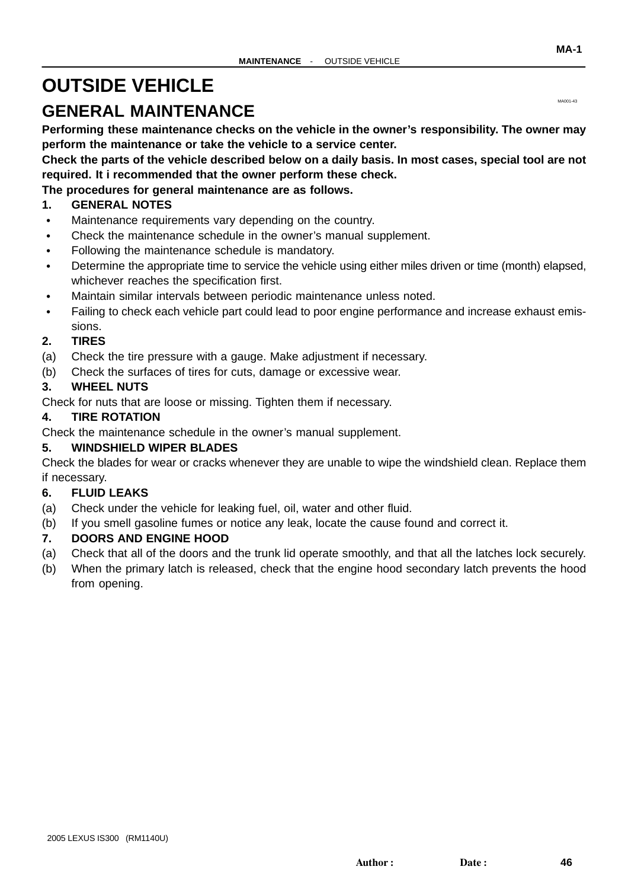# OUTSIDE VEHICLE

MA001-43

## GENERAL MAINTENANCE

**Performing these maintenance checks on the vehicle in the owner's responsibility. The owner may perform the maintenance or take the vehicle to a service center.**
**Check the parts of the vehicle described below on a daily basis. In most cases, special tool are not required. It i recommended that the owner perform these check.**
**The procedures for general maintenance are as follows.**

**1. GENERAL NOTES**

- Maintenance requirements vary depending on the country.
- Check the maintenance schedule in the owner's manual supplement.
- Following the maintenance schedule is mandatory.
- Determine the appropriate time to service the vehicle using either miles driven or time (month) elapsed, whichever reaches the specification first.
- Maintain similar intervals between periodic maintenance unless noted.
- Failing to check each vehicle part could lead to poor engine performance and increase exhaust emissions.

**2. TIRES**

(a) Check the tire pressure with a gauge. Make adjustment if necessary.
(b) Check the surfaces of tires for cuts, damage or excessive wear.

**3. WHEEL NUTS**

Check for nuts that are loose or missing. Tighten them if necessary.

**4. TIRE ROTATION**

Check the maintenance schedule in the owner's manual supplement.

**5. WINDSHIELD WIPER BLADES**

Check the blades for wear or cracks whenever they are unable to wipe the windshield clean. Replace them if necessary.

**6. FLUID LEAKS**

(a) Check under the vehicle for leaking fuel, oil, water and other fluid.
(b) If you smell gasoline fumes or notice any leak, locate the cause found and correct it.

**7. DOORS AND ENGINE HOOD**

(a) Check that all of the doors and the trunk lid operate smoothly, and that all the latches lock securely.
(b) When the primary latch is released, check that the engine hood secondary latch prevents the hood from opening.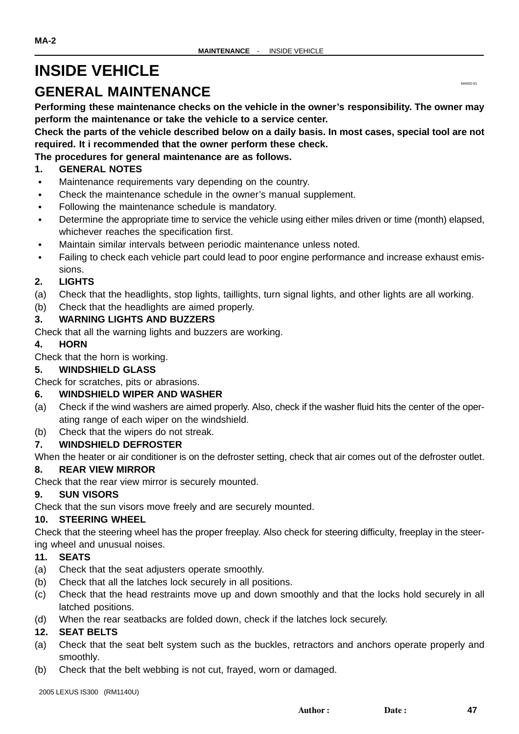# INSIDE VEHICLE

## GENERAL MAINTENANCE

MA002-51

**Performing these maintenance checks on the vehicle in the owner's responsibility. The owner may perform the maintenance or take the vehicle to a service center.**

**Check the parts of the vehicle described below on a daily basis. In most cases, special tool are not required. It i recommended that the owner perform these check.**

**The procedures for general maintenance are as follows.**

### 1. GENERAL NOTES

- Maintenance requirements vary depending on the country.
- Check the maintenance schedule in the owner's manual supplement.
- Following the maintenance schedule is mandatory.
- Determine the appropriate time to service the vehicle using either miles driven or time (month) elapsed, whichever reaches the specification first.
- Maintain similar intervals between periodic maintenance unless noted.
- Failing to check each vehicle part could lead to poor engine performance and increase exhaust emissions.

### 2. LIGHTS

(a) Check that the headlights, stop lights, taillights, turn signal lights, and other lights are all working.

(b) Check that the headlights are aimed properly.

### 3. WARNING LIGHTS AND BUZZERS

Check that all the warning lights and buzzers are working.

### 4. HORN

Check that the horn is working.

### 5. WINDSHIELD GLASS

Check for scratches, pits or abrasions.

### 6. WINDSHIELD WIPER AND WASHER

(a) Check if the wind washers are aimed properly. Also, check if the washer fluid hits the center of the operating range of each wiper on the windshield.

(b) Check that the wipers do not streak.

### 7. WINDSHIELD DEFROSTER

When the heater or air conditioner is on the defroster setting, check that air comes out of the defroster outlet.

### 8. REAR VIEW MIRROR

Check that the rear view mirror is securely mounted.

### 9. SUN VISORS

Check that the sun visors move freely and are securely mounted.

### 10. STEERING WHEEL

Check that the steering wheel has the proper freeplay. Also check for steering difficulty, freeplay in the steering wheel and unusual noises.

### 11. SEATS

(a) Check that the seat adjusters operate smoothly.

(b) Check that all the latches lock securely in all positions.

(c) Check that the head restraints move up and down smoothly and that the locks hold securely in all latched positions.

(d) When the rear seatbacks are folded down, check if the latches lock securely.

### 12. SEAT BELTS

(a) Check that the seat belt system such as the buckles, retractors and anchors operate properly and smoothly.

(b) Check that the belt webbing is not cut, frayed, worn or damaged.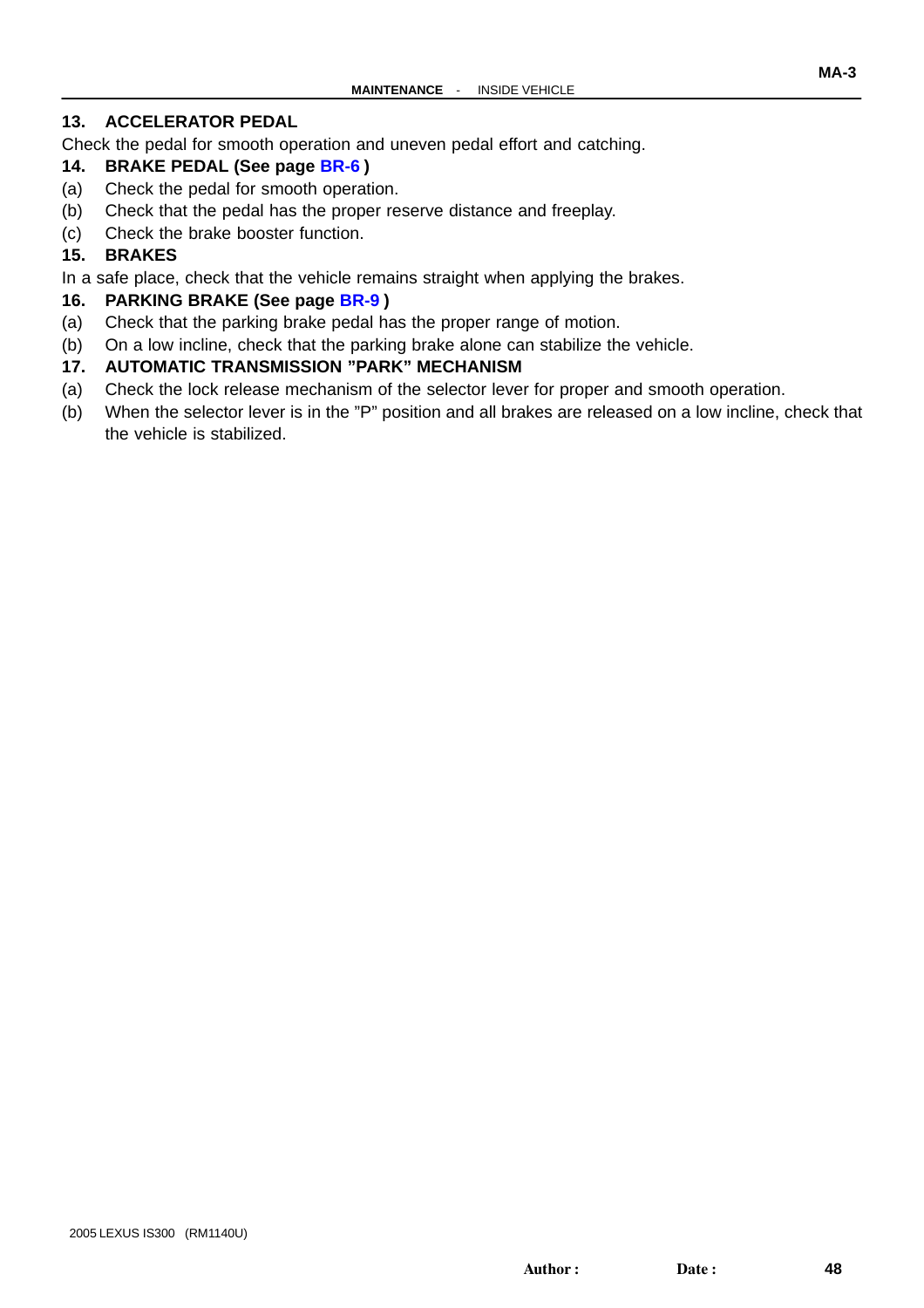### 13. ACCELERATOR PEDAL

Check the pedal for smooth operation and uneven pedal effort and catching.

### 14. BRAKE PEDAL (See page BR-6 )

(a) Check the pedal for smooth operation.

(b) Check that the pedal has the proper reserve distance and freeplay.

(c) Check the brake booster function.

### 15. BRAKES

In a safe place, check that the vehicle remains straight when applying the brakes.

### 16. PARKING BRAKE (See page BR-9 )

(a) Check that the parking brake pedal has the proper range of motion.

(b) On a low incline, check that the parking brake alone can stabilize the vehicle.

### 17. AUTOMATIC TRANSMISSION ”PARK” MECHANISM

(a) Check the lock release mechanism of the selector lever for proper and smooth operation.

(b) When the selector lever is in the ”P” position and all brakes are released on a low incline, check that the vehicle is stabilized.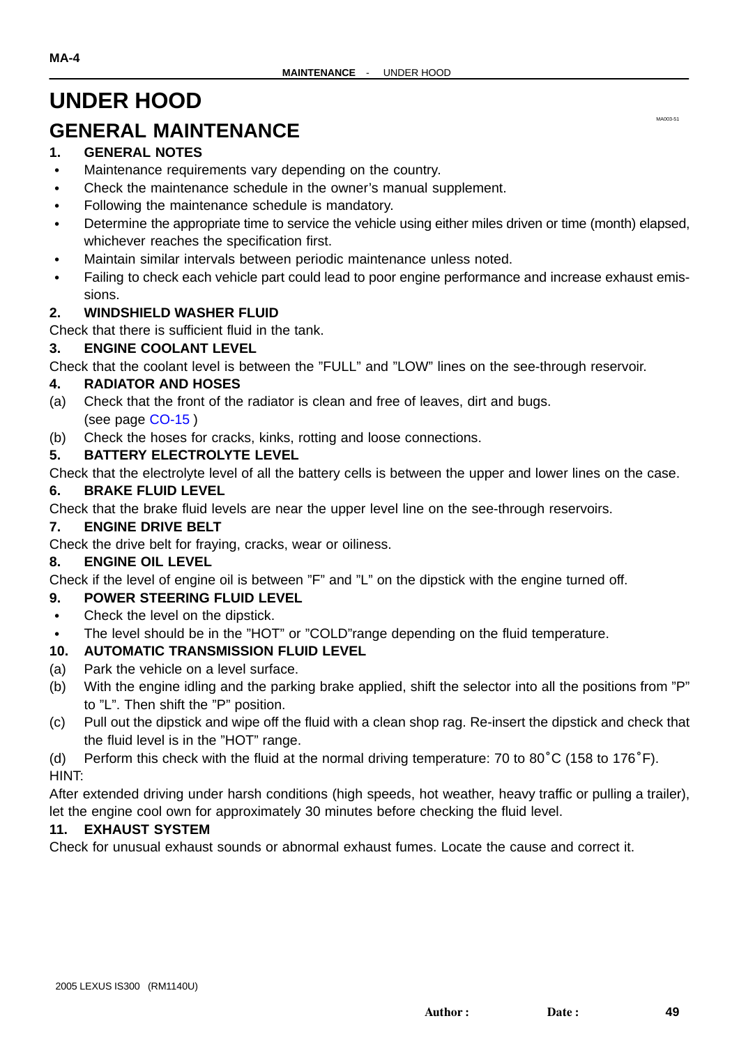# UNDER HOOD

MA003-51

## GENERAL MAINTENANCE

### 1. GENERAL NOTES

- Maintenance requirements vary depending on the country.
- Check the maintenance schedule in the owner's manual supplement.
- Following the maintenance schedule is mandatory.
- Determine the appropriate time to service the vehicle using either miles driven or time (month) elapsed, whichever reaches the specification first.
- Maintain similar intervals between periodic maintenance unless noted.
- Failing to check each vehicle part could lead to poor engine performance and increase exhaust emissions.

### 2. WINDSHIELD WASHER FLUID

Check that there is sufficient fluid in the tank.

### 3. ENGINE COOLANT LEVEL

Check that the coolant level is between the "FULL" and "LOW" lines on the see-through reservoir.

### 4. RADIATOR AND HOSES

(a) Check that the front of the radiator is clean and free of leaves, dirt and bugs. (see page CO-15 )

(b) Check the hoses for cracks, kinks, rotting and loose connections.

### 5. BATTERY ELECTROLYTE LEVEL

Check that the electrolyte level of all the battery cells is between the upper and lower lines on the case.

### 6. BRAKE FLUID LEVEL

Check that the brake fluid levels are near the upper level line on the see-through reservoirs.

### 7. ENGINE DRIVE BELT

Check the drive belt for fraying, cracks, wear or oiliness.

### 8. ENGINE OIL LEVEL

Check if the level of engine oil is between "F" and "L" on the dipstick with the engine turned off.

### 9. POWER STEERING FLUID LEVEL

- Check the level on the dipstick.
- The level should be in the "HOT" or "COLD"range depending on the fluid temperature.

### 10. AUTOMATIC TRANSMISSION FLUID LEVEL

(a) Park the vehicle on a level surface.

(b) With the engine idling and the parking brake applied, shift the selector into all the positions from "P" to "L". Then shift the "P" position.

(c) Pull out the dipstick and wipe off the fluid with a clean shop rag. Re-insert the dipstick and check that the fluid level is in the "HOT" range.

(d) Perform this check with the fluid at the normal driving temperature: 70 to 80°C (158 to 176°F).

HINT:

After extended driving under harsh conditions (high speeds, hot weather, heavy traffic or pulling a trailer), let the engine cool own for approximately 30 minutes before checking the fluid level.

### 11. EXHAUST SYSTEM

Check for unusual exhaust sounds or abnormal exhaust fumes. Locate the cause and correct it.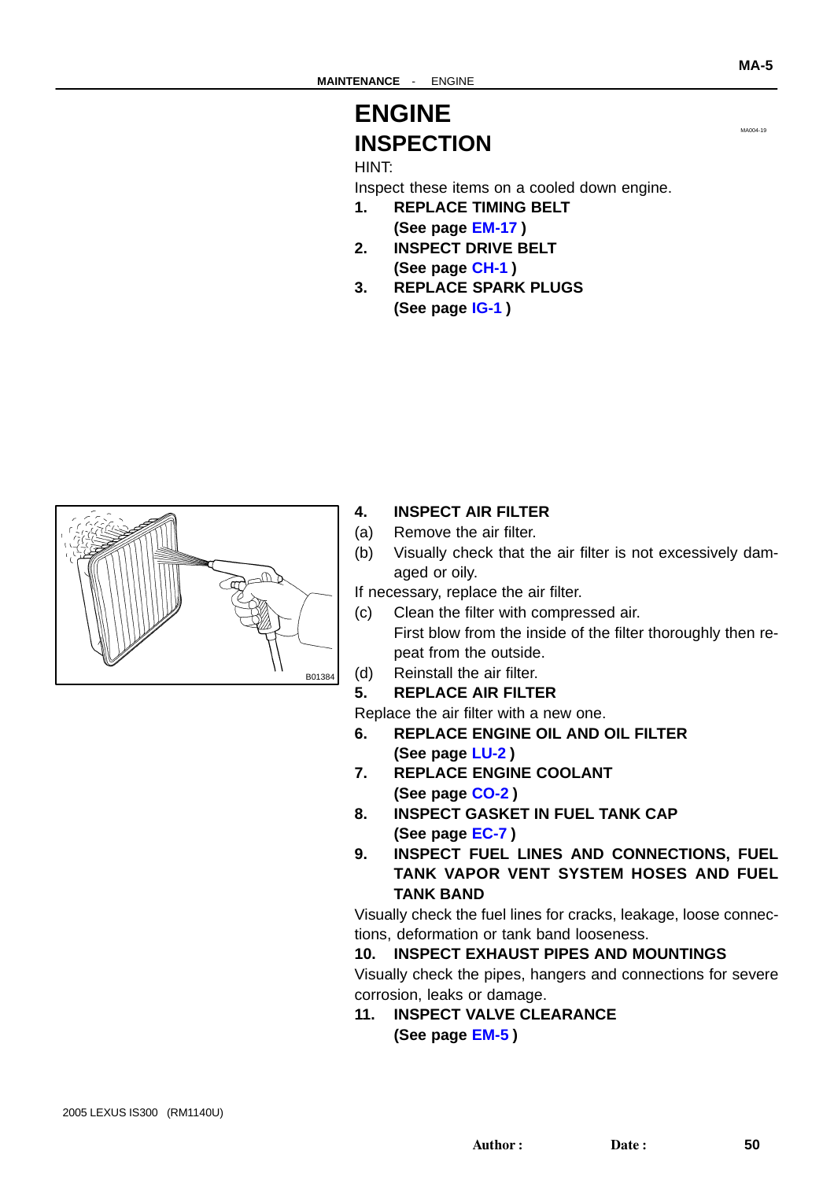# ENGINE

## INSPECTION

HINT:

Inspect these items on a cooled down engine.

1. **REPLACE TIMING BELT (See page EM-17 )**
2. **INSPECT DRIVE BELT (See page CH-1 )**
3. **REPLACE SPARK PLUGS (See page IG-1 )**
4. **INSPECT AIR FILTER**

(a) Remove the air filter.

(b) Visually check that the air filter is not excessively damaged or oily.

If necessary, replace the air filter.

(c) Clean the filter with compressed air.

First blow from the inside of the filter thoroughly then repeat from the outside.

(d) Reinstall the air filter.

B01384

5. **REPLACE AIR FILTER**

Replace the air filter with a new one.

6. **REPLACE ENGINE OIL AND OIL FILTER (See page LU-2 )**
7. **REPLACE ENGINE COOLANT (See page CO-2 )**
8. **INSPECT GASKET IN FUEL TANK CAP (See page EC-7 )**
9. **INSPECT FUEL LINES AND CONNECTIONS, FUEL TANK VAPOR VENT SYSTEM HOSES AND FUEL TANK BAND**

Visually check the fuel lines for cracks, leakage, loose connections, deformation or tank band looseness.

10. **INSPECT EXHAUST PIPES AND MOUNTINGS**

Visually check the pipes, hangers and connections for severe corrosion, leaks or damage.

11. **INSPECT VALVE CLEARANCE (See page EM-5 )**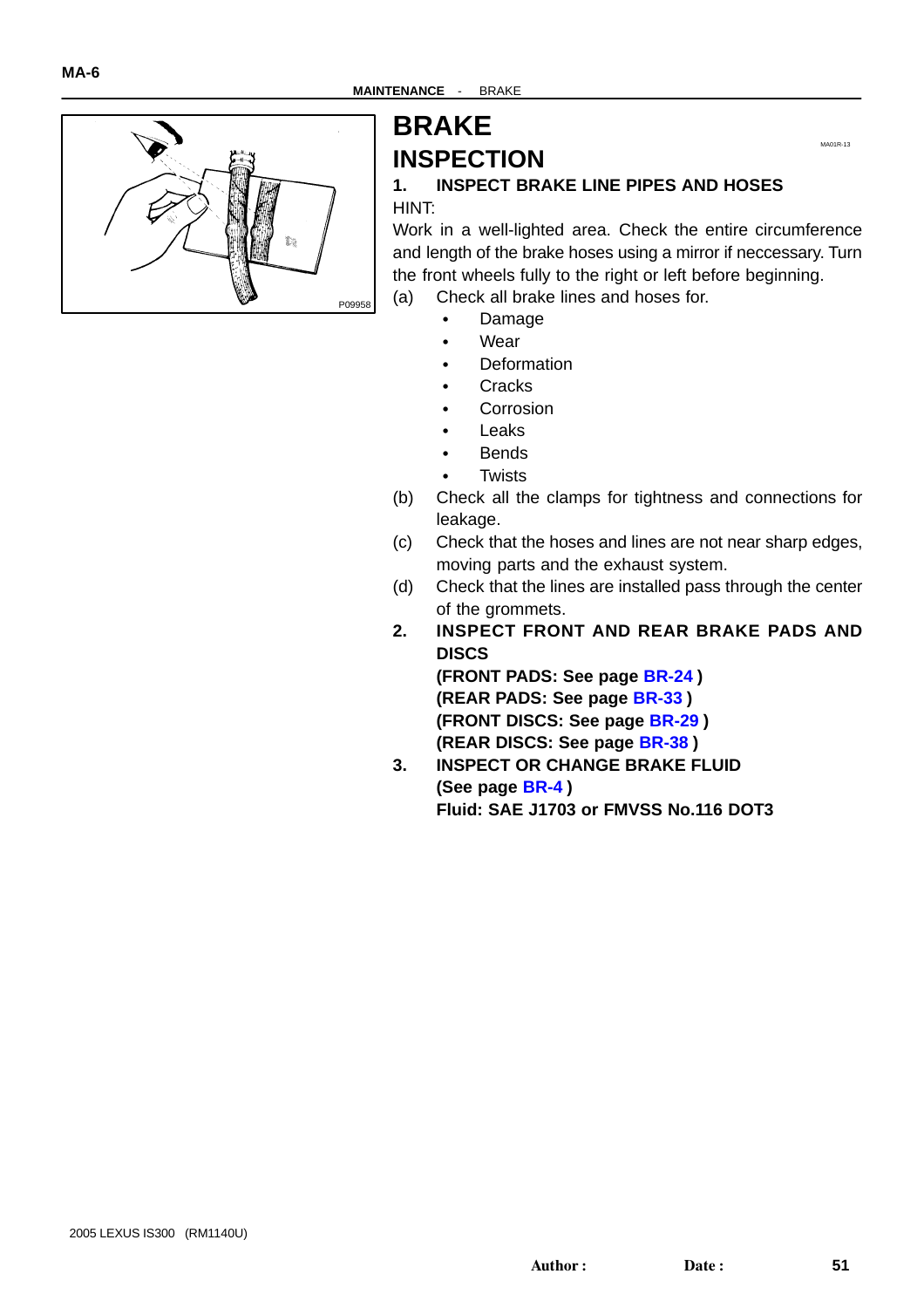# BRAKE

## INSPECTION

### 1. INSPECT BRAKE LINE PIPES AND HOSES

HINT:

Work in a well-lighted area. Check the entire circumference and length of the brake hoses using a mirror if neccessary. Turn the front wheels fully to the right or left before beginning.

(a) Check all brake lines and hoses for.

- Damage
- Wear
- Deformation
- Cracks
- Corrosion
- Leaks
- Bends
- Twists

(b) Check all the clamps for tightness and connections for leakage.

(c) Check that the hoses and lines are not near sharp edges, moving parts and the exhaust system.

(d) Check that the lines are installed pass through the center of the grommets.

### 2. INSPECT FRONT AND REAR BRAKE PADS AND DISCS

**(FRONT PADS: See page BR-24 )**
**(REAR PADS: See page BR-33 )**
**(FRONT DISCS: See page BR-29 )**
**(REAR DISCS: See page BR-38 )**

### 3. INSPECT OR CHANGE BRAKE FLUID

**(See page BR-4 )**
**Fluid: SAE J1703 or FMVSS No.116 DOT3**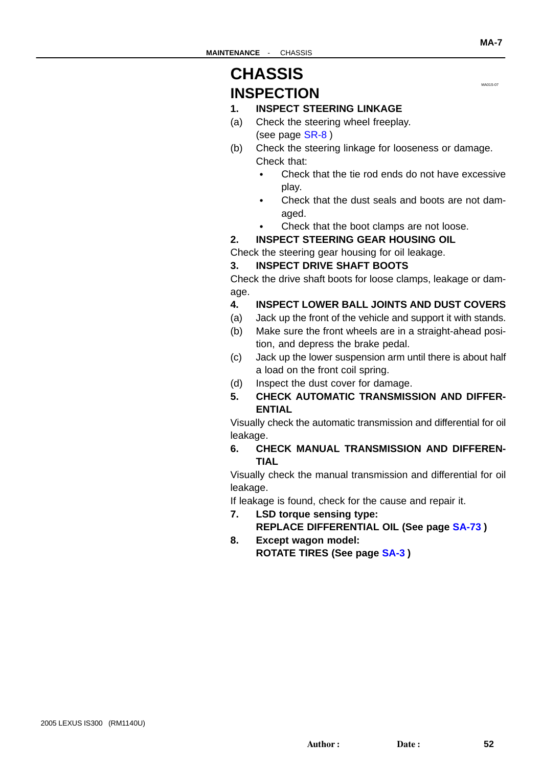# CHASSIS

## INSPECTION

MA01S-07

**1. INSPECT STEERING LINKAGE**

(a) Check the steering wheel freeplay.
(see page SR-8 )

(b) Check the steering linkage for looseness or damage.
Check that:

- Check that the tie rod ends do not have excessive play.
- Check that the dust seals and boots are not damaged.
- Check that the boot clamps are not loose.

**2. INSPECT STEERING GEAR HOUSING OIL**

Check the steering gear housing for oil leakage.

**3. INSPECT DRIVE SHAFT BOOTS**

Check the drive shaft boots for loose clamps, leakage or damage.

**4. INSPECT LOWER BALL JOINTS AND DUST COVERS**

(a) Jack up the front of the vehicle and support it with stands.

(b) Make sure the front wheels are in a straight-ahead position, and depress the brake pedal.

(c) Jack up the lower suspension arm until there is about half a load on the front coil spring.

(d) Inspect the dust cover for damage.

**5. CHECK AUTOMATIC TRANSMISSION AND DIFFERENTIAL**

Visually check the automatic transmission and differential for oil leakage.

**6. CHECK MANUAL TRANSMISSION AND DIFFERENTIAL**

Visually check the manual transmission and differential for oil leakage.

If leakage is found, check for the cause and repair it.

**7. LSD torque sensing type:**
**REPLACE DIFFERENTIAL OIL (See page SA-73 )**

**8. Except wagon model:**
**ROTATE TIRES (See page SA-3 )**

2005 LEXUS IS300 (RM1140U)

Author : Date :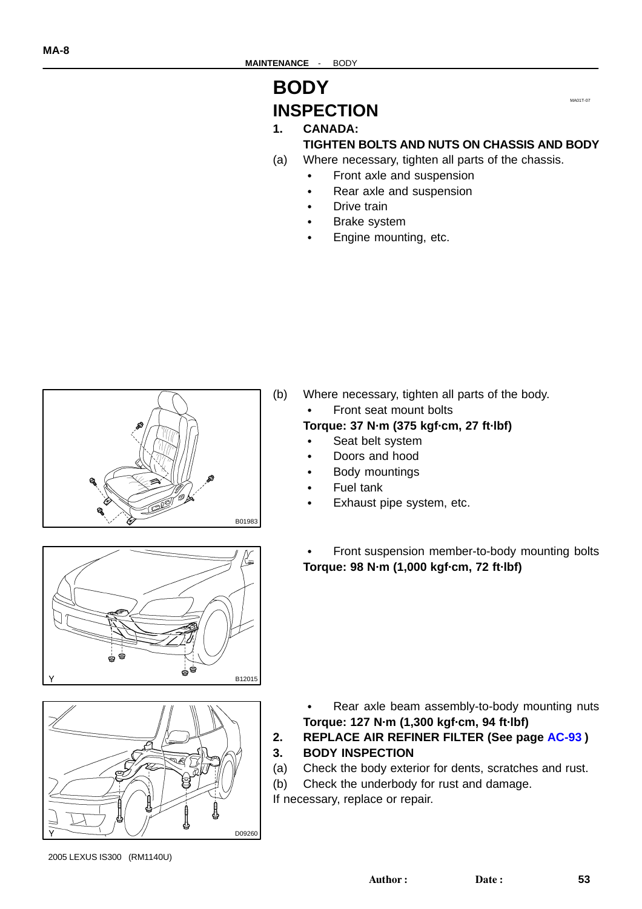# BODY

## INSPECTION

MA01T-07

**1. CANADA:**
**TIGHTEN BOLTS AND NUTS ON CHASSIS AND BODY**

(a) Where necessary, tighten all parts of the chassis.

- Front axle and suspension
- Rear axle and suspension
- Drive train
- Brake system
- Engine mounting, etc.

B01983

(b) Where necessary, tighten all parts of the body.

- Front seat mount bolts

**Torque: 37 N·m (375 kgf·cm, 27 ft·lbf)**

- Seat belt system
- Doors and hood
- Body mountings
- Fuel tank
- Exhaust pipe system, etc.

Y B12015

- Front suspension member-to-body mounting bolts

**Torque: 98 N·m (1,000 kgf·cm, 72 ft·lbf)**

Y D09260

- Rear axle beam assembly-to-body mounting nuts

**Torque: 127 N·m (1,300 kgf·cm, 94 ft·lbf)**

**2. REPLACE AIR REFINER FILTER (See page AC-93 )**

**3. BODY INSPECTION**

(a) Check the body exterior for dents, scratches and rust.

(b) Check the underbody for rust and damage.

If necessary, replace or repair.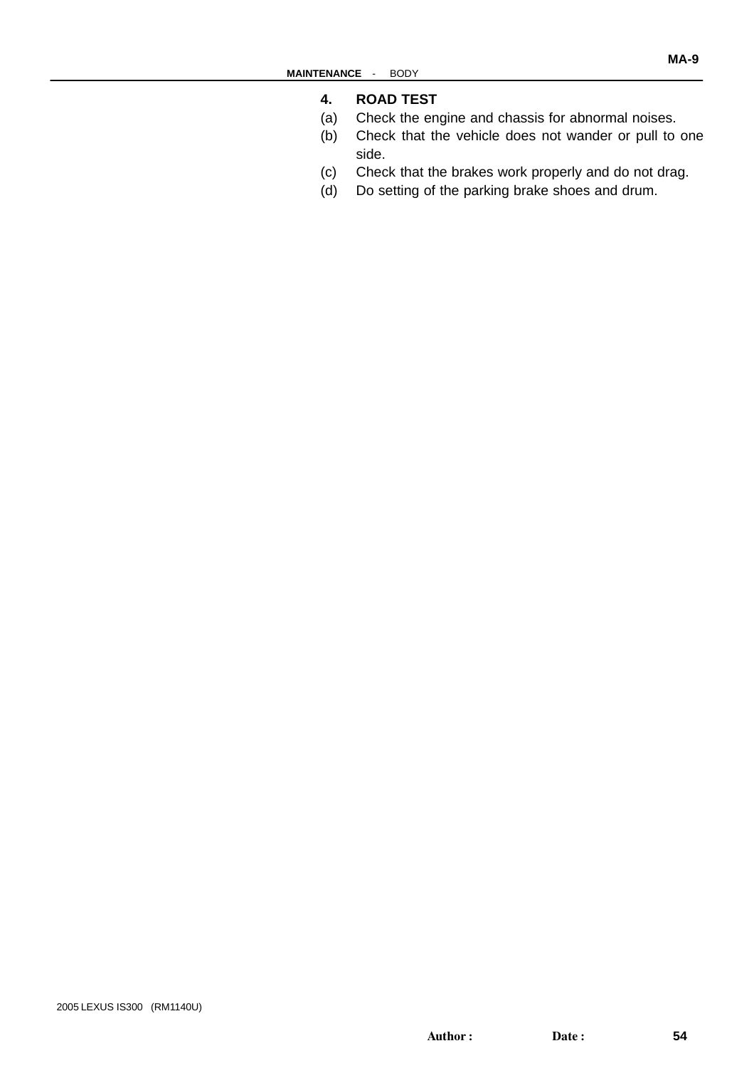## 4. ROAD TEST

(a) Check the engine and chassis for abnormal noises.

(b) Check that the vehicle does not wander or pull to one side.

(c) Check that the brakes work properly and do not drag.

(d) Do setting of the parking brake shoes and drum.